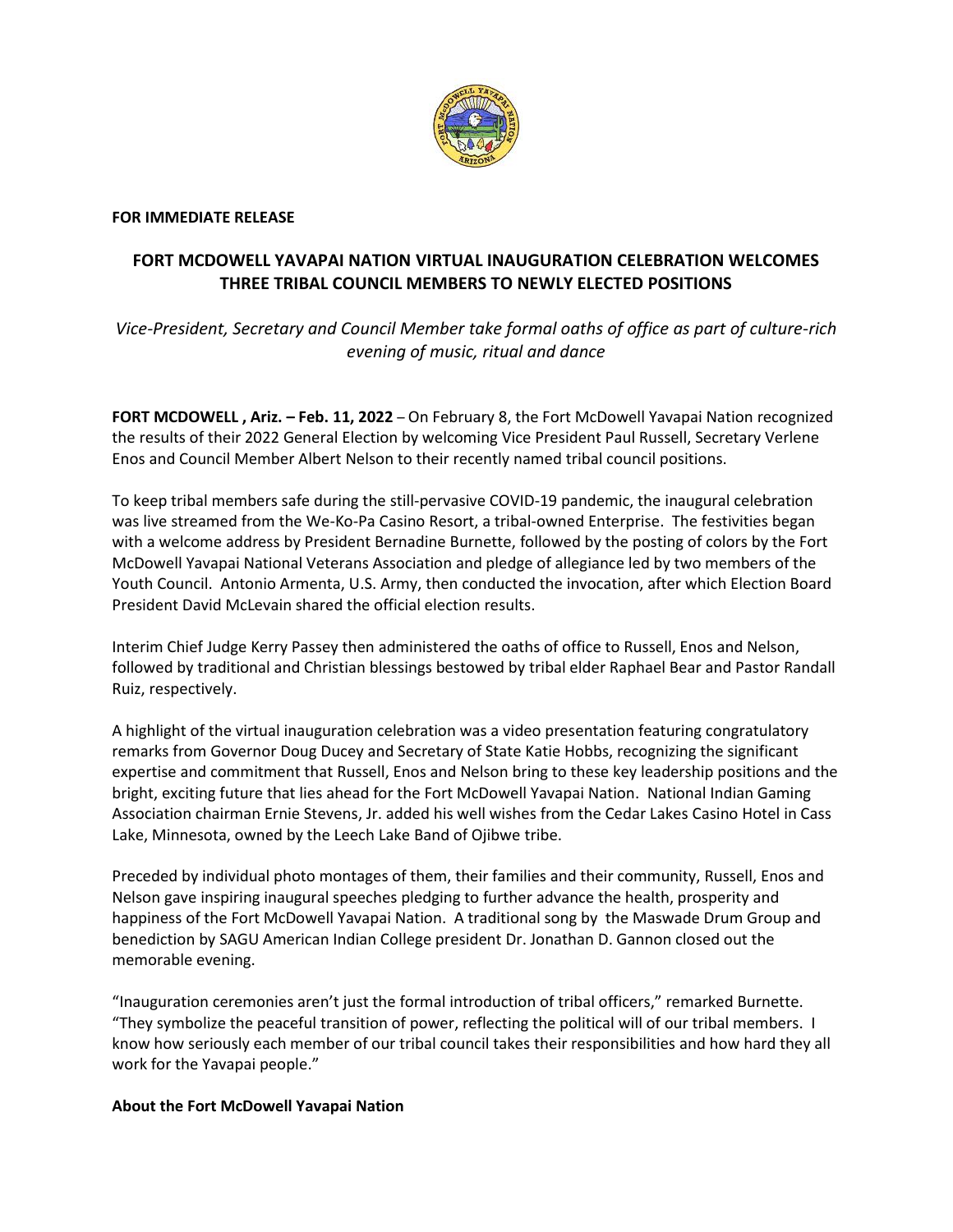**FOR IMMEDIATE RELEASE**

## FORT MCDOWELL YAVAPAI NATION VIRTUAL INAUGURATION CELEBRATION WELCOMES THREE TRIBAL COUNCIL MEMBERS TO NEWLY ELECTED POSITIONS

*Vice-President, Secretary and Council Member take formal oaths of office as part of culture-rich evening of music, ritual and dance*

**FORT MCDOWELL , Ariz. – Feb. 11, 2022** – On February 8, the Fort McDowell Yavapai Nation recognized the results of their 2022 General Election by welcoming Vice President Paul Russell, Secretary Verlene Enos and Council Member Albert Nelson to their recently named tribal council positions.

To keep tribal members safe during the still-pervasive COVID-19 pandemic, the inaugural celebration was live streamed from the We-Ko-Pa Casino Resort, a tribal-owned Enterprise. The festivities began with a welcome address by President Bernadine Burnette, followed by the posting of colors by the Fort McDowell Yavapai National Veterans Association and pledge of allegiance led by two members of the Youth Council. Antonio Armenta, U.S. Army, then conducted the invocation, after which Election Board President David McLevain shared the official election results.

Interim Chief Judge Kerry Passey then administered the oaths of office to Russell, Enos and Nelson, followed by traditional and Christian blessings bestowed by tribal elder Raphael Bear and Pastor Randall Ruiz, respectively.

A highlight of the virtual inauguration celebration was a video presentation featuring congratulatory remarks from Governor Doug Ducey and Secretary of State Katie Hobbs, recognizing the significant expertise and commitment that Russell, Enos and Nelson bring to these key leadership positions and the bright, exciting future that lies ahead for the Fort McDowell Yavapai Nation. National Indian Gaming Association chairman Ernie Stevens, Jr. added his well wishes from the Cedar Lakes Casino Hotel in Cass Lake, Minnesota, owned by the Leech Lake Band of Ojibwe tribe.

Preceded by individual photo montages of them, their families and their community, Russell, Enos and Nelson gave inspiring inaugural speeches pledging to further advance the health, prosperity and happiness of the Fort McDowell Yavapai Nation. A traditional song by the Maswade Drum Group and benediction by SAGU American Indian College president Dr. Jonathan D. Gannon closed out the memorable evening.

"Inauguration ceremonies aren't just the formal introduction of tribal officers," remarked Burnette. "They symbolize the peaceful transition of power, reflecting the political will of our tribal members. I know how seriously each member of our tribal council takes their responsibilities and how hard they all work for the Yavapai people."

**About the Fort McDowell Yavapai Nation**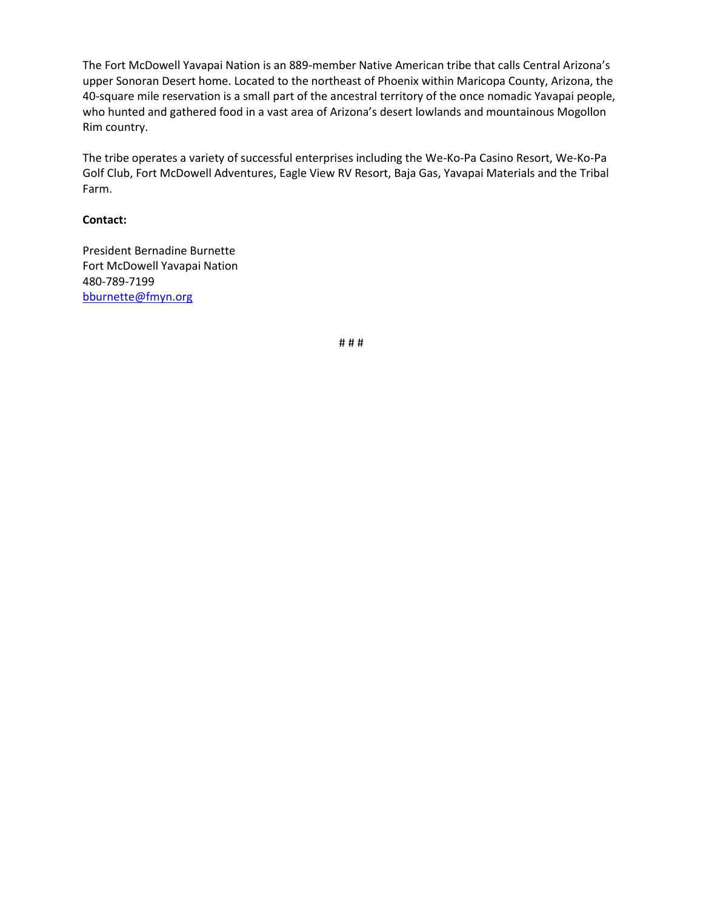The Fort McDowell Yavapai Nation is an 889-member Native American tribe that calls Central Arizona's upper Sonoran Desert home. Located to the northeast of Phoenix within Maricopa County, Arizona, the 40-square mile reservation is a small part of the ancestral territory of the once nomadic Yavapai people, who hunted and gathered food in a vast area of Arizona's desert lowlands and mountainous Mogollon Rim country.

The tribe operates a variety of successful enterprises including the We-Ko-Pa Casino Resort, We-Ko-Pa Golf Club, Fort McDowell Adventures, Eagle View RV Resort, Baja Gas, Yavapai Materials and the Tribal Farm.

**Contact:**

President Bernadine Burnette
Fort McDowell Yavapai Nation
480-789-7199
bburnette@fmyn.org

# # #